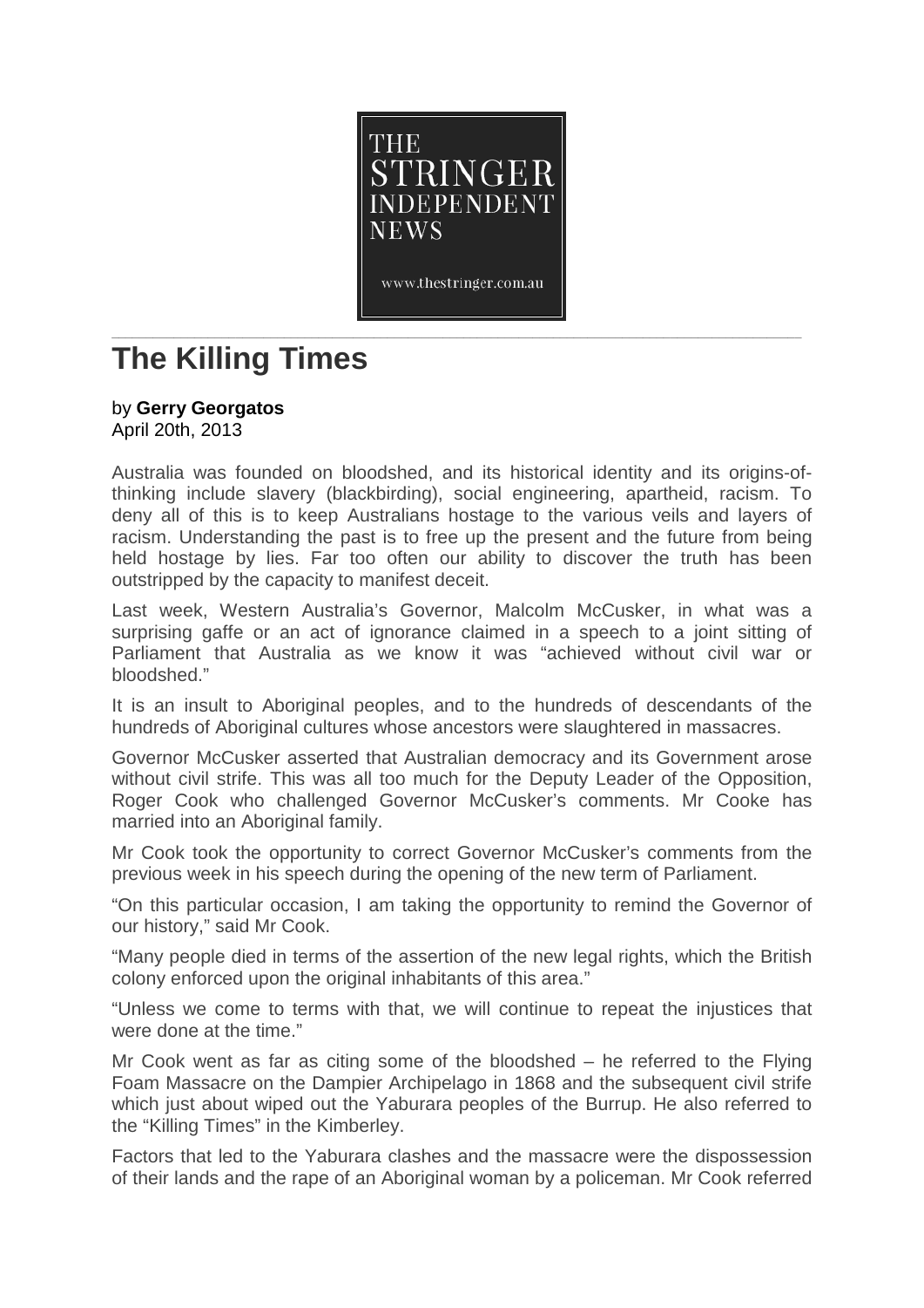THE STRINGER INDEPENDENT NEWS

www.thestringer.com.au

# The Killing Times

by **Gerry Georgatos**
April 20th, 2013

Australia was founded on bloodshed, and its historical identity and its origins-of-thinking include slavery (blackbirding), social engineering, apartheid, racism. To deny all of this is to keep Australians hostage to the various veils and layers of racism. Understanding the past is to free up the present and the future from being held hostage by lies. Far too often our ability to discover the truth has been outstripped by the capacity to manifest deceit.

Last week, Western Australia's Governor, Malcolm McCusker, in what was a surprising gaffe or an act of ignorance claimed in a speech to a joint sitting of Parliament that Australia as we know it was "achieved without civil war or bloodshed."

It is an insult to Aboriginal peoples, and to the hundreds of descendants of the hundreds of Aboriginal cultures whose ancestors were slaughtered in massacres.

Governor McCusker asserted that Australian democracy and its Government arose without civil strife. This was all too much for the Deputy Leader of the Opposition, Roger Cook who challenged Governor McCusker's comments. Mr Cooke has married into an Aboriginal family.

Mr Cook took the opportunity to correct Governor McCusker's comments from the previous week in his speech during the opening of the new term of Parliament.

"On this particular occasion, I am taking the opportunity to remind the Governor of our history," said Mr Cook.

"Many people died in terms of the assertion of the new legal rights, which the British colony enforced upon the original inhabitants of this area."

"Unless we come to terms with that, we will continue to repeat the injustices that were done at the time."

Mr Cook went as far as citing some of the bloodshed – he referred to the Flying Foam Massacre on the Dampier Archipelago in 1868 and the subsequent civil strife which just about wiped out the Yaburara peoples of the Burrup. He also referred to the "Killing Times" in the Kimberley.

Factors that led to the Yaburara clashes and the massacre were the dispossession of their lands and the rape of an Aboriginal woman by a policeman. Mr Cook referred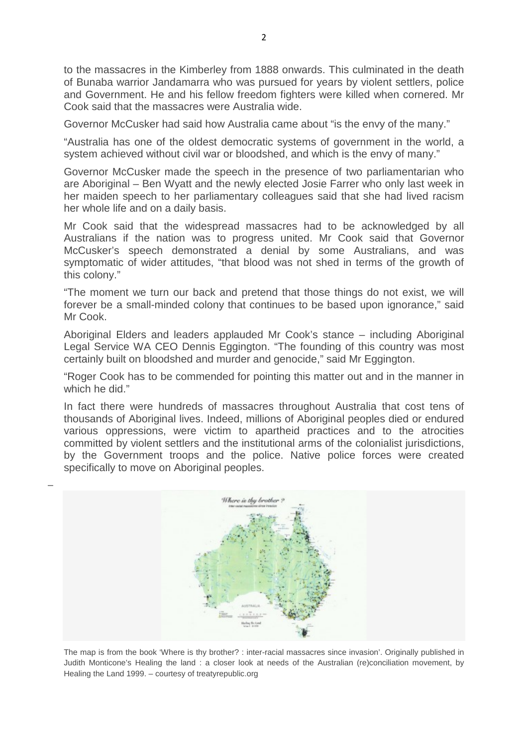to the massacres in the Kimberley from 1888 onwards. This culminated in the death of Bunaba warrior Jandamarra who was pursued for years by violent settlers, police and Government. He and his fellow freedom fighters were killed when cornered. Mr Cook said that the massacres were Australia wide.

Governor McCusker had said how Australia came about "is the envy of the many."

"Australia has one of the oldest democratic systems of government in the world, a system achieved without civil war or bloodshed, and which is the envy of many."

Governor McCusker made the speech in the presence of two parliamentarian who are Aboriginal – Ben Wyatt and the newly elected Josie Farrer who only last week in her maiden speech to her parliamentary colleagues said that she had lived racism her whole life and on a daily basis.

Mr Cook said that the widespread massacres had to be acknowledged by all Australians if the nation was to progress united. Mr Cook said that Governor McCusker's speech demonstrated a denial by some Australians, and was symptomatic of wider attitudes, "that blood was not shed in terms of the growth of this colony."

"The moment we turn our back and pretend that those things do not exist, we will forever be a small-minded colony that continues to be based upon ignorance," said Mr Cook.

Aboriginal Elders and leaders applauded Mr Cook's stance – including Aboriginal Legal Service WA CEO Dennis Eggington. "The founding of this country was most certainly built on bloodshed and murder and genocide," said Mr Eggington.

"Roger Cook has to be commended for pointing this matter out and in the manner in which he did."

In fact there were hundreds of massacres throughout Australia that cost tens of thousands of Aboriginal lives. Indeed, millions of Aboriginal peoples died or endured various oppressions, were victim to apartheid practices and to the atrocities committed by violent settlers and the institutional arms of the colonialist jurisdictions, by the Government troops and the police. Native police forces were created specifically to move on Aboriginal peoples.

The map is from the book 'Where is thy brother? : inter-racial massacres since invasion'. Originally published in Judith Monticone's Healing the land : a closer look at needs of the Australian (re)conciliation movement, by Healing the Land 1999. – courtesy of treatyrepublic.org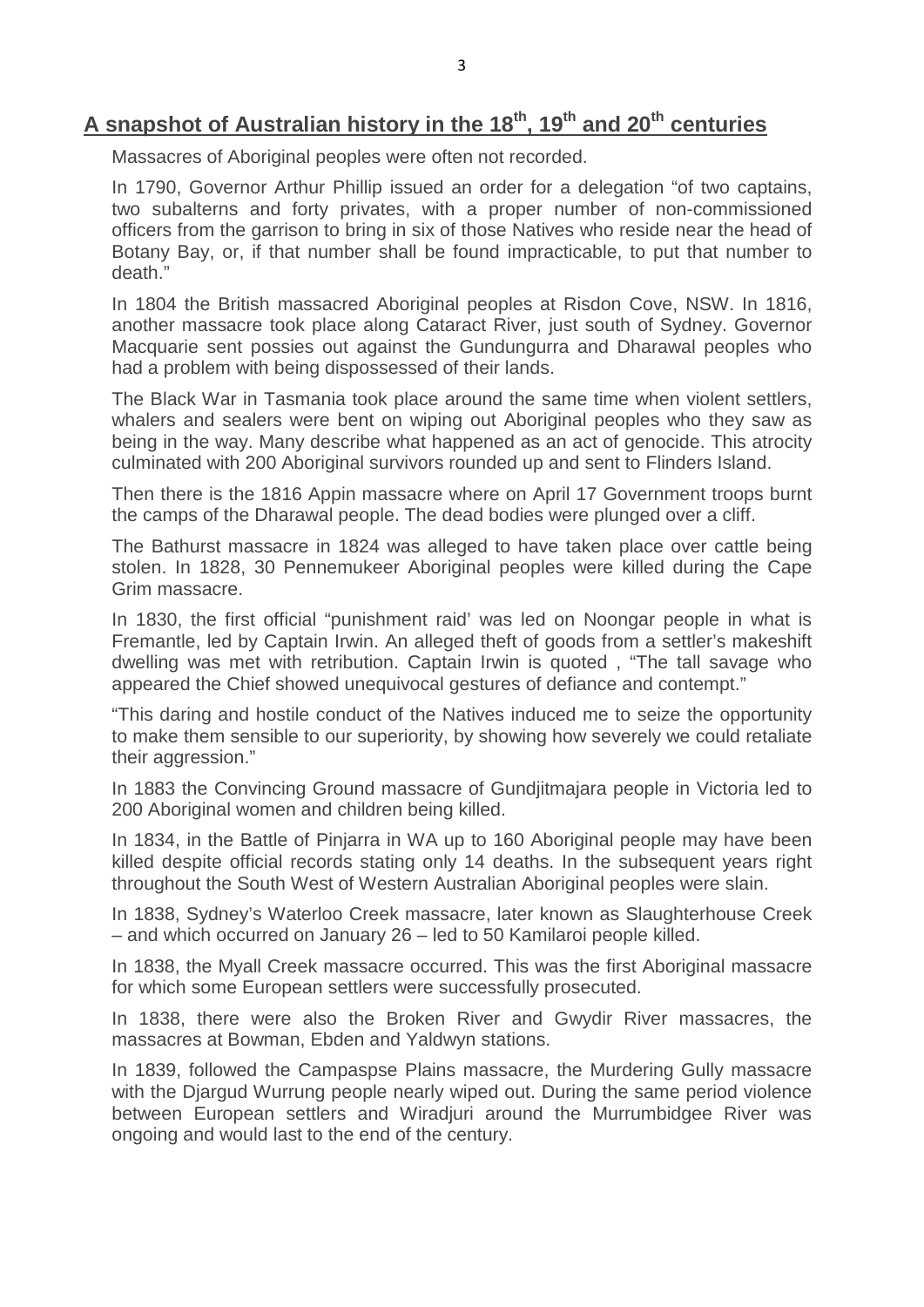## A snapshot of Australian history in the 18th, 19th and 20th centuries

Massacres of Aboriginal peoples were often not recorded.

In 1790, Governor Arthur Phillip issued an order for a delegation "of two captains, two subalterns and forty privates, with a proper number of non-commissioned officers from the garrison to bring in six of those Natives who reside near the head of Botany Bay, or, if that number shall be found impracticable, to put that number to death."

In 1804 the British massacred Aboriginal peoples at Risdon Cove, NSW. In 1816, another massacre took place along Cataract River, just south of Sydney. Governor Macquarie sent possies out against the Gundungurra and Dharawal peoples who had a problem with being dispossessed of their lands.

The Black War in Tasmania took place around the same time when violent settlers, whalers and sealers were bent on wiping out Aboriginal peoples who they saw as being in the way. Many describe what happened as an act of genocide. This atrocity culminated with 200 Aboriginal survivors rounded up and sent to Flinders Island.

Then there is the 1816 Appin massacre where on April 17 Government troops burnt the camps of the Dharawal people. The dead bodies were plunged over a cliff.

The Bathurst massacre in 1824 was alleged to have taken place over cattle being stolen. In 1828, 30 Pennemukeer Aboriginal peoples were killed during the Cape Grim massacre.

In 1830, the first official "punishment raid' was led on Noongar people in what is Fremantle, led by Captain Irwin. An alleged theft of goods from a settler's makeshift dwelling was met with retribution. Captain Irwin is quoted , "The tall savage who appeared the Chief showed unequivocal gestures of defiance and contempt."

"This daring and hostile conduct of the Natives induced me to seize the opportunity to make them sensible to our superiority, by showing how severely we could retaliate their aggression."

In 1883 the Convincing Ground massacre of Gundjitmajara people in Victoria led to 200 Aboriginal women and children being killed.

In 1834, in the Battle of Pinjarra in WA up to 160 Aboriginal people may have been killed despite official records stating only 14 deaths. In the subsequent years right throughout the South West of Western Australian Aboriginal peoples were slain.

In 1838, Sydney's Waterloo Creek massacre, later known as Slaughterhouse Creek – and which occurred on January 26 – led to 50 Kamilaroi people killed.

In 1838, the Myall Creek massacre occurred. This was the first Aboriginal massacre for which some European settlers were successfully prosecuted.

In 1838, there were also the Broken River and Gwydir River massacres, the massacres at Bowman, Ebden and Yaldwyn stations.

In 1839, followed the Campaspse Plains massacre, the Murdering Gully massacre with the Djargud Wurrung people nearly wiped out. During the same period violence between European settlers and Wiradjuri around the Murrumbidgee River was ongoing and would last to the end of the century.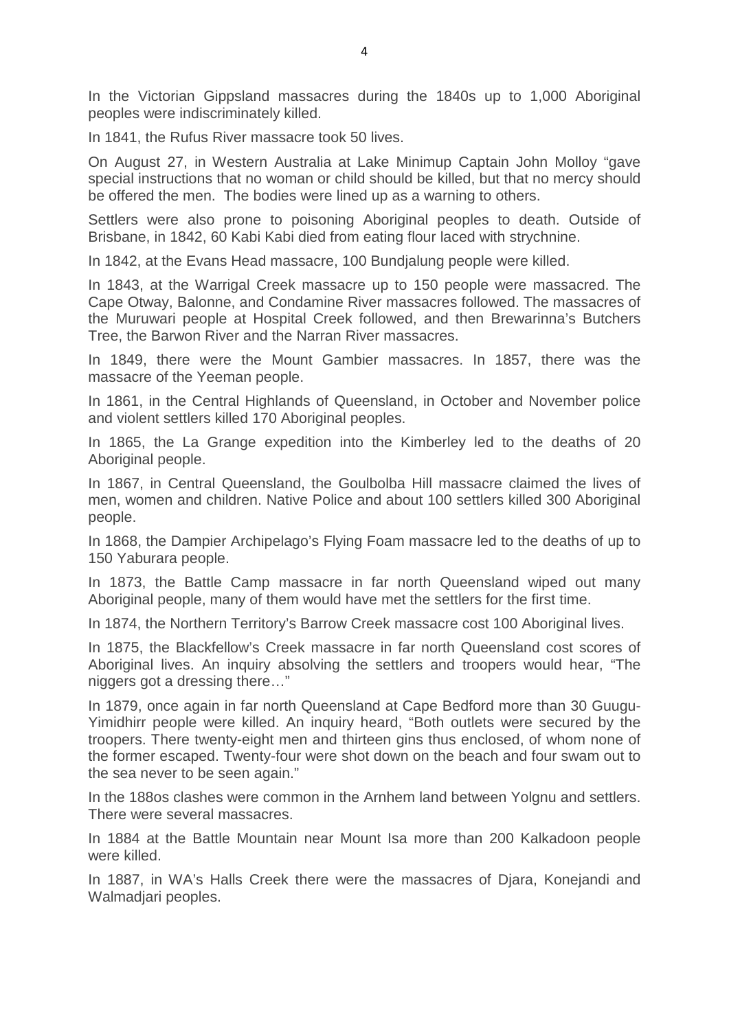In the Victorian Gippsland massacres during the 1840s up to 1,000 Aboriginal peoples were indiscriminately killed.

In 1841, the Rufus River massacre took 50 lives.

On August 27, in Western Australia at Lake Minimup Captain John Molloy "gave special instructions that no woman or child should be killed, but that no mercy should be offered the men. The bodies were lined up as a warning to others.

Settlers were also prone to poisoning Aboriginal peoples to death. Outside of Brisbane, in 1842, 60 Kabi Kabi died from eating flour laced with strychnine.

In 1842, at the Evans Head massacre, 100 Bundjalung people were killed.

In 1843, at the Warrigal Creek massacre up to 150 people were massacred. The Cape Otway, Balonne, and Condamine River massacres followed. The massacres of the Muruwari people at Hospital Creek followed, and then Brewarinna's Butchers Tree, the Barwon River and the Narran River massacres.

In 1849, there were the Mount Gambier massacres. In 1857, there was the massacre of the Yeeman people.

In 1861, in the Central Highlands of Queensland, in October and November police and violent settlers killed 170 Aboriginal peoples.

In 1865, the La Grange expedition into the Kimberley led to the deaths of 20 Aboriginal people.

In 1867, in Central Queensland, the Goulbolba Hill massacre claimed the lives of men, women and children. Native Police and about 100 settlers killed 300 Aboriginal people.

In 1868, the Dampier Archipelago's Flying Foam massacre led to the deaths of up to 150 Yaburara people.

In 1873, the Battle Camp massacre in far north Queensland wiped out many Aboriginal people, many of them would have met the settlers for the first time.

In 1874, the Northern Territory's Barrow Creek massacre cost 100 Aboriginal lives.

In 1875, the Blackfellow's Creek massacre in far north Queensland cost scores of Aboriginal lives. An inquiry absolving the settlers and troopers would hear, "The niggers got a dressing there…"

In 1879, once again in far north Queensland at Cape Bedford more than 30 Guugu-Yimidhirr people were killed. An inquiry heard, "Both outlets were secured by the troopers. There twenty-eight men and thirteen gins thus enclosed, of whom none of the former escaped. Twenty-four were shot down on the beach and four swam out to the sea never to be seen again."

In the 188os clashes were common in the Arnhem land between Yolgnu and settlers. There were several massacres.

In 1884 at the Battle Mountain near Mount Isa more than 200 Kalkadoon people were killed.

In 1887, in WA's Halls Creek there were the massacres of Djara, Konejandi and Walmadjari peoples.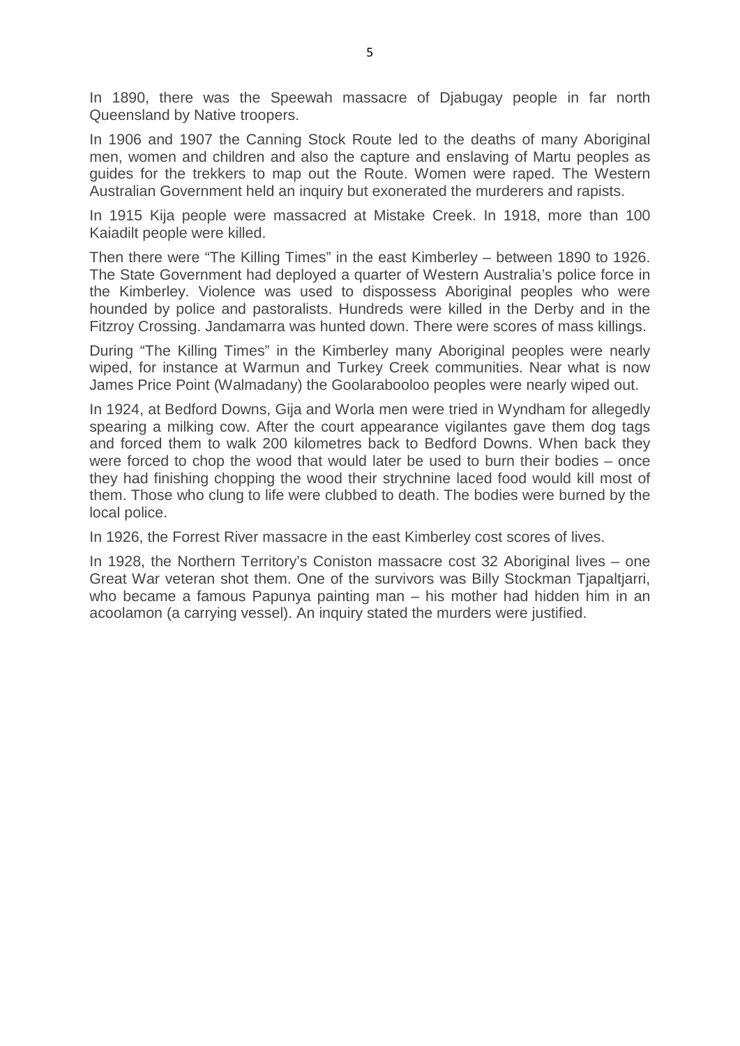In 1890, there was the Speewah massacre of Djabugay people in far north Queensland by Native troopers.

In 1906 and 1907 the Canning Stock Route led to the deaths of many Aboriginal men, women and children and also the capture and enslaving of Martu peoples as guides for the trekkers to map out the Route. Women were raped. The Western Australian Government held an inquiry but exonerated the murderers and rapists.

In 1915 Kija people were massacred at Mistake Creek. In 1918, more than 100 Kaiadilt people were killed.

Then there were "The Killing Times" in the east Kimberley – between 1890 to 1926. The State Government had deployed a quarter of Western Australia's police force in the Kimberley. Violence was used to dispossess Aboriginal peoples who were hounded by police and pastoralists. Hundreds were killed in the Derby and in the Fitzroy Crossing. Jandamarra was hunted down. There were scores of mass killings.

During "The Killing Times" in the Kimberley many Aboriginal peoples were nearly wiped, for instance at Warmun and Turkey Creek communities. Near what is now James Price Point (Walmadany) the Goolarabooloo peoples were nearly wiped out.

In 1924, at Bedford Downs, Gija and Worla men were tried in Wyndham for allegedly spearing a milking cow. After the court appearance vigilantes gave them dog tags and forced them to walk 200 kilometres back to Bedford Downs. When back they were forced to chop the wood that would later be used to burn their bodies – once they had finishing chopping the wood their strychnine laced food would kill most of them. Those who clung to life were clubbed to death. The bodies were burned by the local police.

In 1926, the Forrest River massacre in the east Kimberley cost scores of lives.

In 1928, the Northern Territory's Coniston massacre cost 32 Aboriginal lives – one Great War veteran shot them. One of the survivors was Billy Stockman Tjapaltjarri, who became a famous Papunya painting man – his mother had hidden him in an acoolamon (a carrying vessel). An inquiry stated the murders were justified.